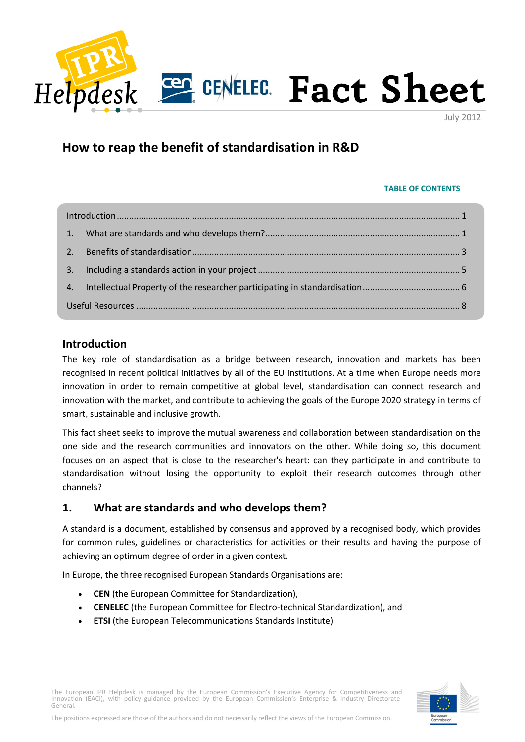# Fact Sheet

July 2012

## How to reap the benefit of standardisation in R&D

**TABLE OF CONTENTS**

| | |
|---|---|
| Introduction | 1 |
| 1. What are standards and who develops them? | 1 |
| 2. Benefits of standardisation | 3 |
| 3. Including a standards action in your project | 5 |
| 4. Intellectual Property of the researcher participating in standardisation | 6 |
| Useful Resources | 8 |

## Introduction

The key role of standardisation as a bridge between research, innovation and markets has been recognised in recent political initiatives by all of the EU institutions. At a time when Europe needs more innovation in order to remain competitive at global level, standardisation can connect research and innovation with the market, and contribute to achieving the goals of the Europe 2020 strategy in terms of smart, sustainable and inclusive growth.

This fact sheet seeks to improve the mutual awareness and collaboration between standardisation on the one side and the research communities and innovators on the other. While doing so, this document focuses on an aspect that is close to the researcher's heart: can they participate in and contribute to standardisation without losing the opportunity to exploit their research outcomes through other channels?

## 1. What are standards and who develops them?

A standard is a document, established by consensus and approved by a recognised body, which provides for common rules, guidelines or characteristics for activities or their results and having the purpose of achieving an optimum degree of order in a given context.

In Europe, the three recognised European Standards Organisations are:

- **CEN** (the European Committee for Standardization),
- **CENELEC** (the European Committee for Electro-technical Standardization), and
- **ETSI** (the European Telecommunications Standards Institute)

The European IPR Helpdesk is managed by the European Commission's Executive Agency for Competitiveness and Innovation (EACI), with policy guidance provided by the European Commission's Enterprise & Industry Directorate-General.

The positions expressed are those of the authors and do not necessarily reflect the views of the European Commission.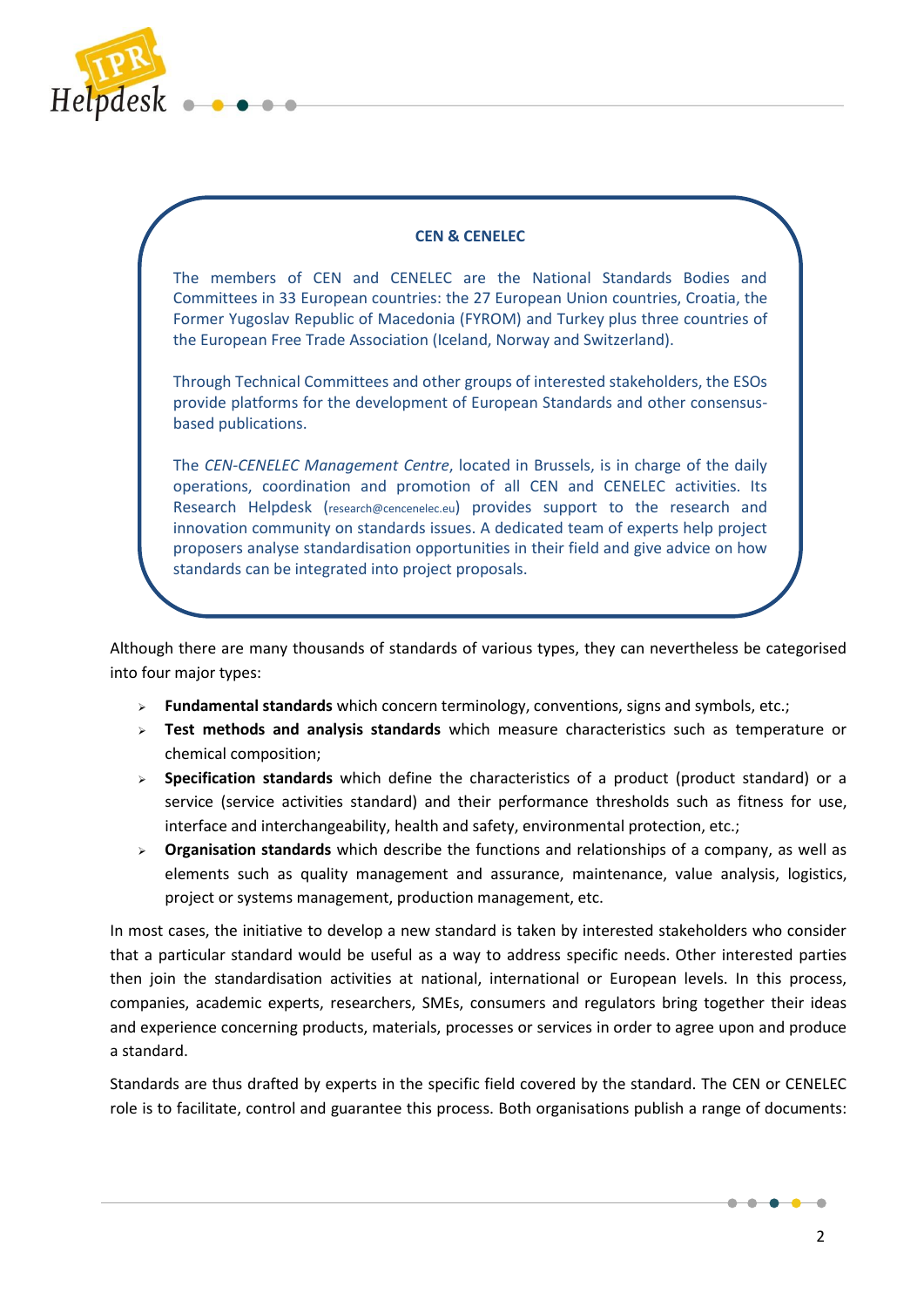**CEN & CENELEC**

The members of CEN and CENELEC are the National Standards Bodies and Committees in 33 European countries: the 27 European Union countries, Croatia, the Former Yugoslav Republic of Macedonia (FYROM) and Turkey plus three countries of the European Free Trade Association (Iceland, Norway and Switzerland).

Through Technical Committees and other groups of interested stakeholders, the ESOs provide platforms for the development of European Standards and other consensus-based publications.

The *CEN-CENELEC Management Centre*, located in Brussels, is in charge of the daily operations, coordination and promotion of all CEN and CENELEC activities. Its Research Helpdesk (research@cencenelec.eu) provides support to the research and innovation community on standards issues. A dedicated team of experts help project proposers analyse standardisation opportunities in their field and give advice on how standards can be integrated into project proposals.

Although there are many thousands of standards of various types, they can nevertheless be categorised into four major types:

- **Fundamental standards** which concern terminology, conventions, signs and symbols, etc.;
- **Test methods and analysis standards** which measure characteristics such as temperature or chemical composition;
- **Specification standards** which define the characteristics of a product (product standard) or a service (service activities standard) and their performance thresholds such as fitness for use, interface and interchangeability, health and safety, environmental protection, etc.;
- **Organisation standards** which describe the functions and relationships of a company, as well as elements such as quality management and assurance, maintenance, value analysis, logistics, project or systems management, production management, etc.

In most cases, the initiative to develop a new standard is taken by interested stakeholders who consider that a particular standard would be useful as a way to address specific needs. Other interested parties then join the standardisation activities at national, international or European levels. In this process, companies, academic experts, researchers, SMEs, consumers and regulators bring together their ideas and experience concerning products, materials, processes or services in order to agree upon and produce a standard.

Standards are thus drafted by experts in the specific field covered by the standard. The CEN or CENELEC role is to facilitate, control and guarantee this process. Both organisations publish a range of documents: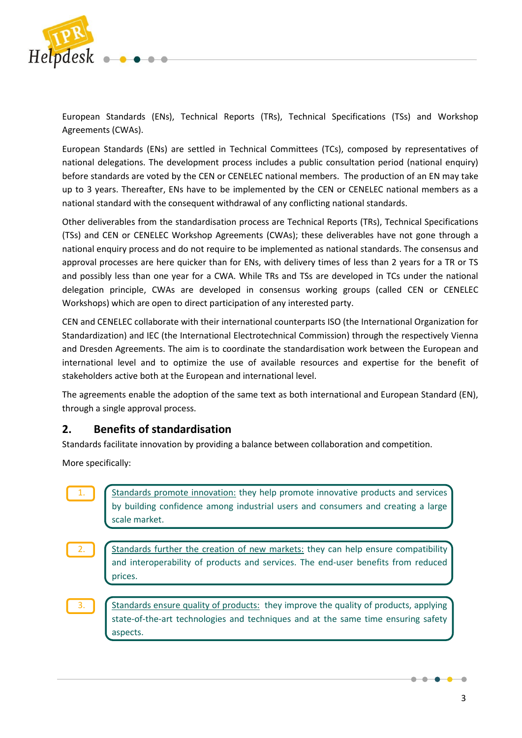European Standards (ENs), Technical Reports (TRs), Technical Specifications (TSs) and Workshop Agreements (CWAs).

European Standards (ENs) are settled in Technical Committees (TCs), composed by representatives of national delegations. The development process includes a public consultation period (national enquiry) before standards are voted by the CEN or CENELEC national members. The production of an EN may take up to 3 years. Thereafter, ENs have to be implemented by the CEN or CENELEC national members as a national standard with the consequent withdrawal of any conflicting national standards.

Other deliverables from the standardisation process are Technical Reports (TRs), Technical Specifications (TSs) and CEN or CENELEC Workshop Agreements (CWAs); these deliverables have not gone through a national enquiry process and do not require to be implemented as national standards. The consensus and approval processes are here quicker than for ENs, with delivery times of less than 2 years for a TR or TS and possibly less than one year for a CWA. While TRs and TSs are developed in TCs under the national delegation principle, CWAs are developed in consensus working groups (called CEN or CENELEC Workshops) which are open to direct participation of any interested party.

CEN and CENELEC collaborate with their international counterparts ISO (the International Organization for Standardization) and IEC (the International Electrotechnical Commission) through the respectively Vienna and Dresden Agreements. The aim is to coordinate the standardisation work between the European and international level and to optimize the use of available resources and expertise for the benefit of stakeholders active both at the European and international level.

The agreements enable the adoption of the same text as both international and European Standard (EN), through a single approval process.

## 2. Benefits of standardisation

Standards facilitate innovation by providing a balance between collaboration and competition.

More specifically:

1. Standards promote innovation: they help promote innovative products and services by building confidence among industrial users and consumers and creating a large scale market.

2. Standards further the creation of new markets: they can help ensure compatibility and interoperability of products and services. The end-user benefits from reduced prices.

3. Standards ensure quality of products: they improve the quality of products, applying state-of-the-art technologies and techniques and at the same time ensuring safety aspects.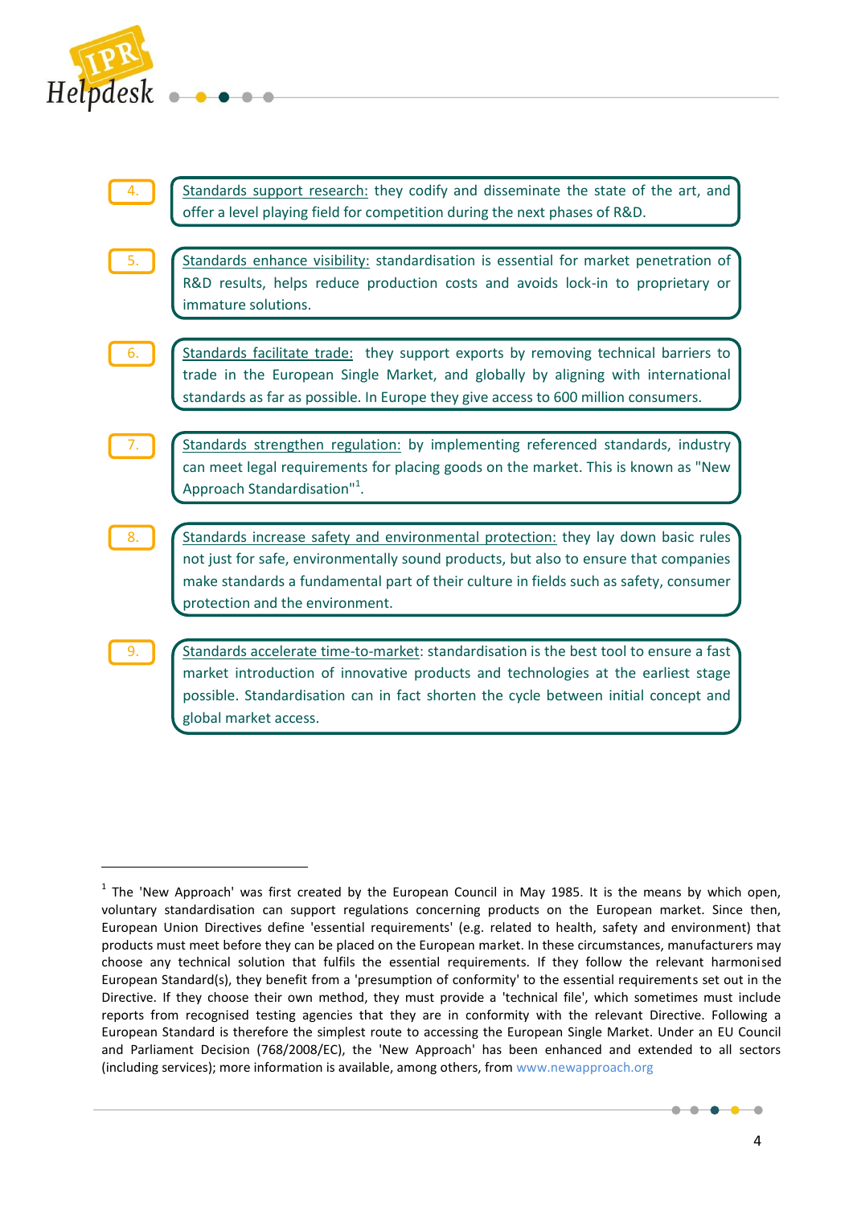4. Standards support research: they codify and disseminate the state of the art, and offer a level playing field for competition during the next phases of R&D.

5. Standards enhance visibility: standardisation is essential for market penetration of R&D results, helps reduce production costs and avoids lock-in to proprietary or immature solutions.

6. Standards facilitate trade: they support exports by removing technical barriers to trade in the European Single Market, and globally by aligning with international standards as far as possible. In Europe they give access to 600 million consumers.

7. Standards strengthen regulation: by implementing referenced standards, industry can meet legal requirements for placing goods on the market. This is known as "New Approach Standardisation"[1].

8. Standards increase safety and environmental protection: they lay down basic rules not just for safe, environmentally sound products, but also to ensure that companies make standards a fundamental part of their culture in fields such as safety, consumer protection and the environment.

9. Standards accelerate time-to-market: standardisation is the best tool to ensure a fast market introduction of innovative products and technologies at the earliest stage possible. Standardisation can in fact shorten the cycle between initial concept and global market access.

---

[1] The 'New Approach' was first created by the European Council in May 1985. It is the means by which open, voluntary standardisation can support regulations concerning products on the European market. Since then, European Union Directives define 'essential requirements' (e.g. related to health, safety and environment) that products must meet before they can be placed on the European market. In these circumstances, manufacturers may choose any technical solution that fulfils the essential requirements. If they follow the relevant harmonised European Standard(s), they benefit from a 'presumption of conformity' to the essential requirements set out in the Directive. If they choose their own method, they must provide a 'technical file', which sometimes must include reports from recognised testing agencies that they are in conformity with the relevant Directive. Following a European Standard is therefore the simplest route to accessing the European Single Market. Under an EU Council and Parliament Decision (768/2008/EC), the 'New Approach' has been enhanced and extended to all sectors (including services); more information is available, among others, from www.newapproach.org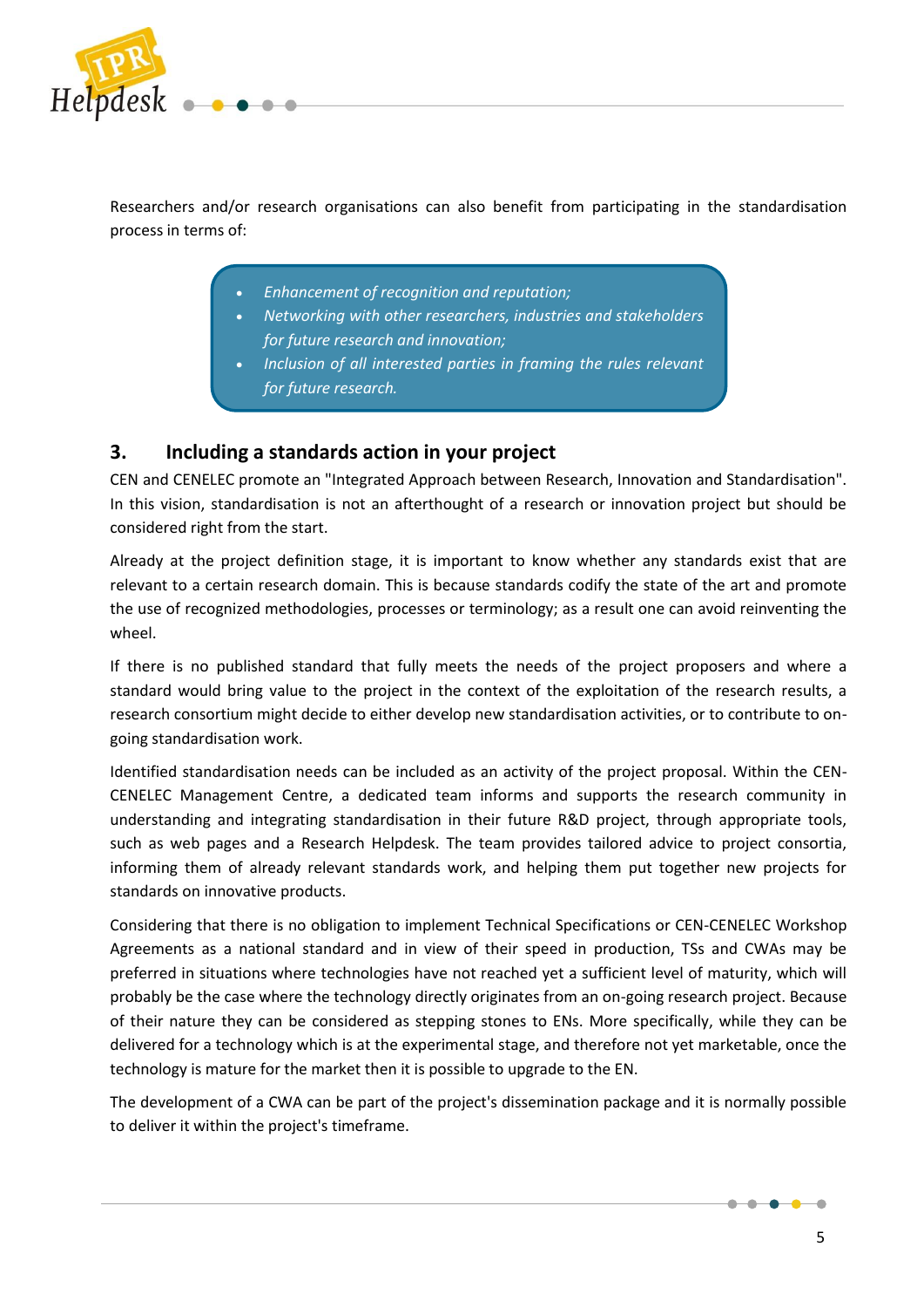Researchers and/or research organisations can also benefit from participating in the standardisation process in terms of:

- *Enhancement of recognition and reputation;*
- *Networking with other researchers, industries and stakeholders for future research and innovation;*
- *Inclusion of all interested parties in framing the rules relevant for future research.*

## 3. Including a standards action in your project

CEN and CENELEC promote an "Integrated Approach between Research, Innovation and Standardisation". In this vision, standardisation is not an afterthought of a research or innovation project but should be considered right from the start.

Already at the project definition stage, it is important to know whether any standards exist that are relevant to a certain research domain. This is because standards codify the state of the art and promote the use of recognized methodologies, processes or terminology; as a result one can avoid reinventing the wheel.

If there is no published standard that fully meets the needs of the project proposers and where a standard would bring value to the project in the context of the exploitation of the research results, a research consortium might decide to either develop new standardisation activities, or to contribute to on-going standardisation work.

Identified standardisation needs can be included as an activity of the project proposal. Within the CEN-CENELEC Management Centre, a dedicated team informs and supports the research community in understanding and integrating standardisation in their future R&D project, through appropriate tools, such as web pages and a Research Helpdesk. The team provides tailored advice to project consortia, informing them of already relevant standards work, and helping them put together new projects for standards on innovative products.

Considering that there is no obligation to implement Technical Specifications or CEN-CENELEC Workshop Agreements as a national standard and in view of their speed in production, TSs and CWAs may be preferred in situations where technologies have not reached yet a sufficient level of maturity, which will probably be the case where the technology directly originates from an on-going research project. Because of their nature they can be considered as stepping stones to ENs. More specifically, while they can be delivered for a technology which is at the experimental stage, and therefore not yet marketable, once the technology is mature for the market then it is possible to upgrade to the EN.

The development of a CWA can be part of the project's dissemination package and it is normally possible to deliver it within the project's timeframe.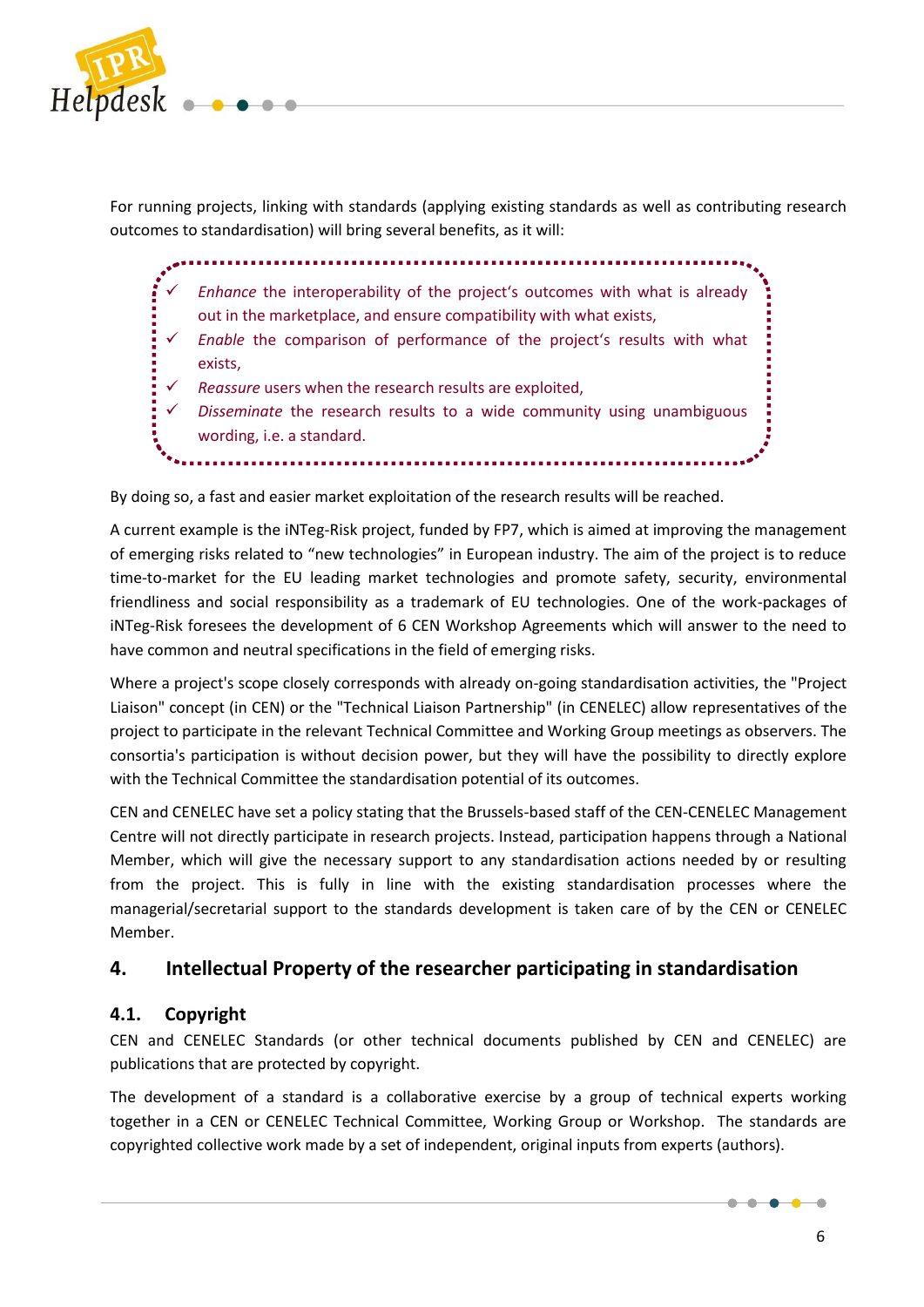For running projects, linking with standards (applying existing standards as well as contributing research outcomes to standardisation) will bring several benefits, as it will:

- ✓ *Enhance* the interoperability of the project's outcomes with what is already out in the marketplace, and ensure compatibility with what exists,
- ✓ *Enable* the comparison of performance of the project's results with what exists,
- ✓ *Reassure* users when the research results are exploited,
- ✓ *Disseminate* the research results to a wide community using unambiguous wording, i.e. a standard.

By doing so, a fast and easier market exploitation of the research results will be reached.

A current example is the iNTeg-Risk project, funded by FP7, which is aimed at improving the management of emerging risks related to "new technologies" in European industry. The aim of the project is to reduce time-to-market for the EU leading market technologies and promote safety, security, environmental friendliness and social responsibility as a trademark of EU technologies. One of the work-packages of iNTeg-Risk foresees the development of 6 CEN Workshop Agreements which will answer to the need to have common and neutral specifications in the field of emerging risks.

Where a project's scope closely corresponds with already on-going standardisation activities, the "Project Liaison" concept (in CEN) or the "Technical Liaison Partnership" (in CENELEC) allow representatives of the project to participate in the relevant Technical Committee and Working Group meetings as observers. The consortia's participation is without decision power, but they will have the possibility to directly explore with the Technical Committee the standardisation potential of its outcomes.

CEN and CENELEC have set a policy stating that the Brussels-based staff of the CEN-CENELEC Management Centre will not directly participate in research projects. Instead, participation happens through a National Member, which will give the necessary support to any standardisation actions needed by or resulting from the project. This is fully in line with the existing standardisation processes where the managerial/secretarial support to the standards development is taken care of by the CEN or CENELEC Member.

## 4. Intellectual Property of the researcher participating in standardisation

### 4.1. Copyright

CEN and CENELEC Standards (or other technical documents published by CEN and CENELEC) are publications that are protected by copyright.

The development of a standard is a collaborative exercise by a group of technical experts working together in a CEN or CENELEC Technical Committee, Working Group or Workshop. The standards are copyrighted collective work made by a set of independent, original inputs from experts (authors).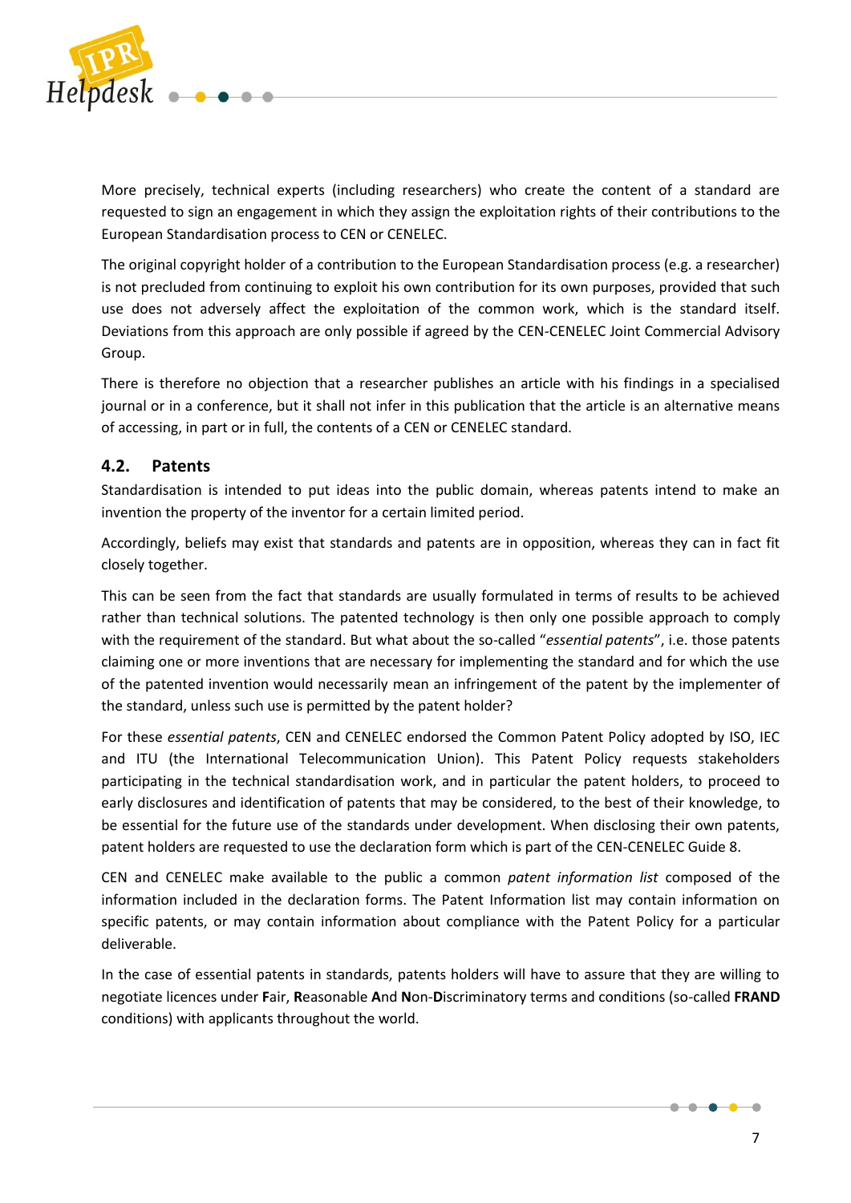More precisely, technical experts (including researchers) who create the content of a standard are requested to sign an engagement in which they assign the exploitation rights of their contributions to the European Standardisation process to CEN or CENELEC.

The original copyright holder of a contribution to the European Standardisation process (e.g. a researcher) is not precluded from continuing to exploit his own contribution for its own purposes, provided that such use does not adversely affect the exploitation of the common work, which is the standard itself. Deviations from this approach are only possible if agreed by the CEN-CENELEC Joint Commercial Advisory Group.

There is therefore no objection that a researcher publishes an article with his findings in a specialised journal or in a conference, but it shall not infer in this publication that the article is an alternative means of accessing, in part or in full, the contents of a CEN or CENELEC standard.

## 4.2. Patents

Standardisation is intended to put ideas into the public domain, whereas patents intend to make an invention the property of the inventor for a certain limited period.

Accordingly, beliefs may exist that standards and patents are in opposition, whereas they can in fact fit closely together.

This can be seen from the fact that standards are usually formulated in terms of results to be achieved rather than technical solutions. The patented technology is then only one possible approach to comply with the requirement of the standard. But what about the so-called "*essential patents*", i.e. those patents claiming one or more inventions that are necessary for implementing the standard and for which the use of the patented invention would necessarily mean an infringement of the patent by the implementer of the standard, unless such use is permitted by the patent holder?

For these *essential patents*, CEN and CENELEC endorsed the Common Patent Policy adopted by ISO, IEC and ITU (the International Telecommunication Union). This Patent Policy requests stakeholders participating in the technical standardisation work, and in particular the patent holders, to proceed to early disclosures and identification of patents that may be considered, to the best of their knowledge, to be essential for the future use of the standards under development. When disclosing their own patents, patent holders are requested to use the declaration form which is part of the CEN-CENELEC Guide 8.

CEN and CENELEC make available to the public a common *patent information list* composed of the information included in the declaration forms. The Patent Information list may contain information on specific patents, or may contain information about compliance with the Patent Policy for a particular deliverable.

In the case of essential patents in standards, patents holders will have to assure that they are willing to negotiate licences under **F**air, **R**easonable **A**nd **N**on-**D**iscriminatory terms and conditions (so-called **FRAND** conditions) with applicants throughout the world.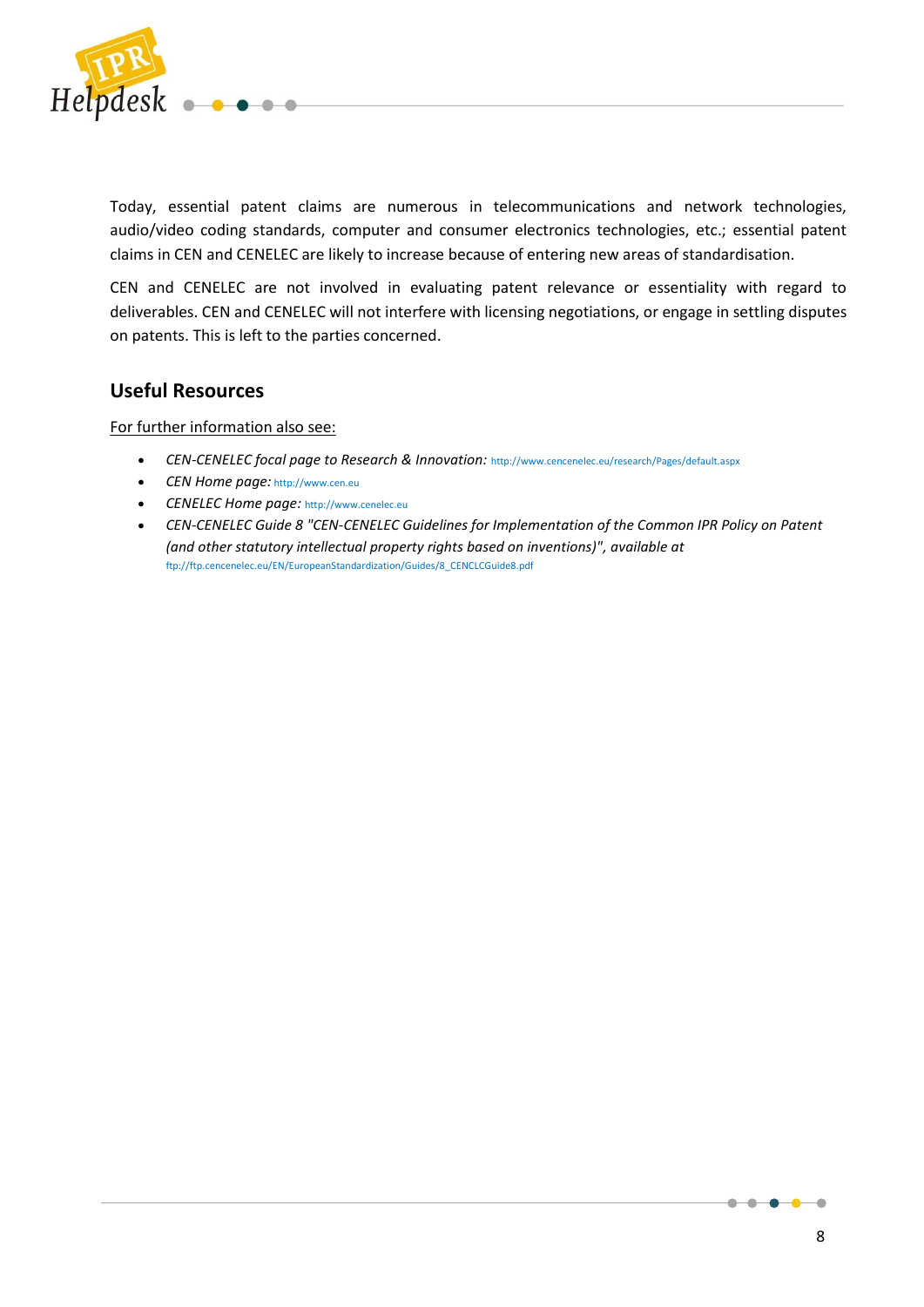Today, essential patent claims are numerous in telecommunications and network technologies, audio/video coding standards, computer and consumer electronics technologies, etc.; essential patent claims in CEN and CENELEC are likely to increase because of entering new areas of standardisation.

CEN and CENELEC are not involved in evaluating patent relevance or essentiality with regard to deliverables. CEN and CENELEC will not interfere with licensing negotiations, or engage in settling disputes on patents. This is left to the parties concerned.

## Useful Resources

For further information also see:

- *CEN-CENELEC focal page to Research & Innovation:* http://www.cencenelec.eu/research/Pages/default.aspx
- *CEN Home page:* http://www.cen.eu
- *CENELEC Home page:* http://www.cenelec.eu
- *CEN-CENELEC Guide 8 "CEN-CENELEC Guidelines for Implementation of the Common IPR Policy on Patent (and other statutory intellectual property rights based on inventions)", available at* ftp://ftp.cencenelec.eu/EN/EuropeanStandardization/Guides/8_CENCLCGuide8.pdf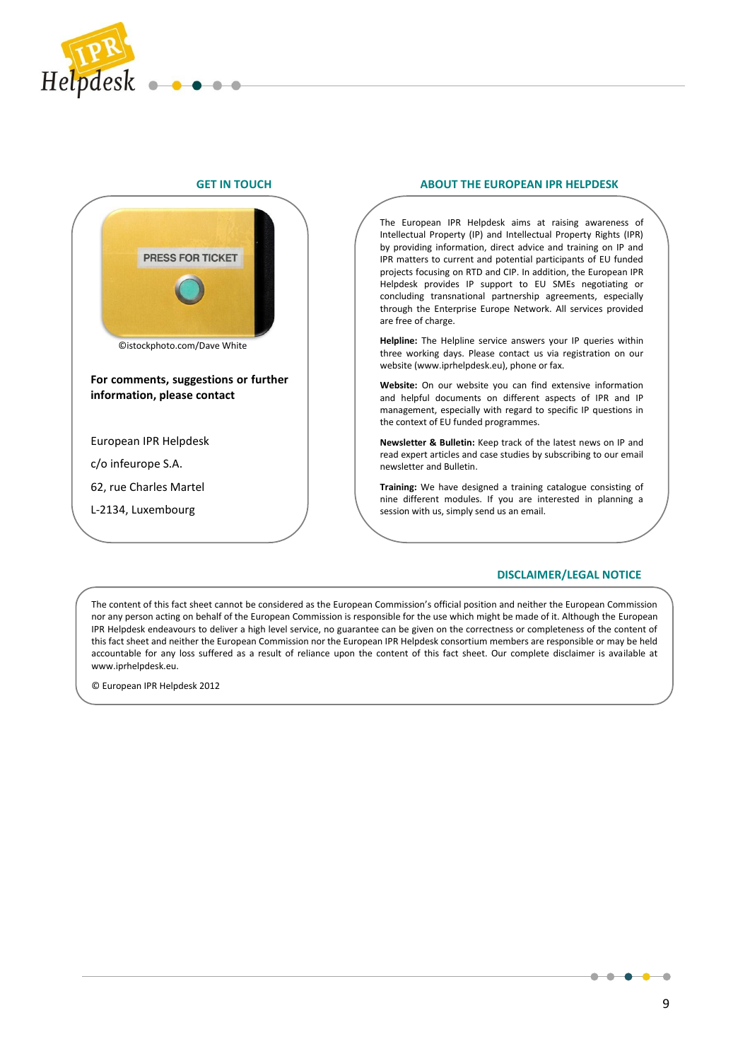## GET IN TOUCH

©istockphoto.com/Dave White

**For comments, suggestions or further information, please contact**

European IPR Helpdesk

c/o infeurope S.A.

62, rue Charles Martel

L-2134, Luxembourg

## ABOUT THE EUROPEAN IPR HELPDESK

The European IPR Helpdesk aims at raising awareness of Intellectual Property (IP) and Intellectual Property Rights (IPR) by providing information, direct advice and training on IP and IPR matters to current and potential participants of EU funded projects focusing on RTD and CIP. In addition, the European IPR Helpdesk provides IP support to EU SMEs negotiating or concluding transnational partnership agreements, especially through the Enterprise Europe Network. All services provided are free of charge.

**Helpline:** The Helpline service answers your IP queries within three working days. Please contact us via registration on our website (www.iprhelpdesk.eu), phone or fax.

**Website:** On our website you can find extensive information and helpful documents on different aspects of IPR and IP management, especially with regard to specific IP questions in the context of EU funded programmes.

**Newsletter & Bulletin:** Keep track of the latest news on IP and read expert articles and case studies by subscribing to our email newsletter and Bulletin.

**Training:** We have designed a training catalogue consisting of nine different modules. If you are interested in planning a session with us, simply send us an email.

## DISCLAIMER/LEGAL NOTICE

The content of this fact sheet cannot be considered as the European Commission's official position and neither the European Commission nor any person acting on behalf of the European Commission is responsible for the use which might be made of it. Although the European IPR Helpdesk endeavours to deliver a high level service, no guarantee can be given on the correctness or completeness of the content of this fact sheet and neither the European Commission nor the European IPR Helpdesk consortium members are responsible or may be held accountable for any loss suffered as a result of reliance upon the content of this fact sheet. Our complete disclaimer is available at www.iprhelpdesk.eu.

© European IPR Helpdesk 2012